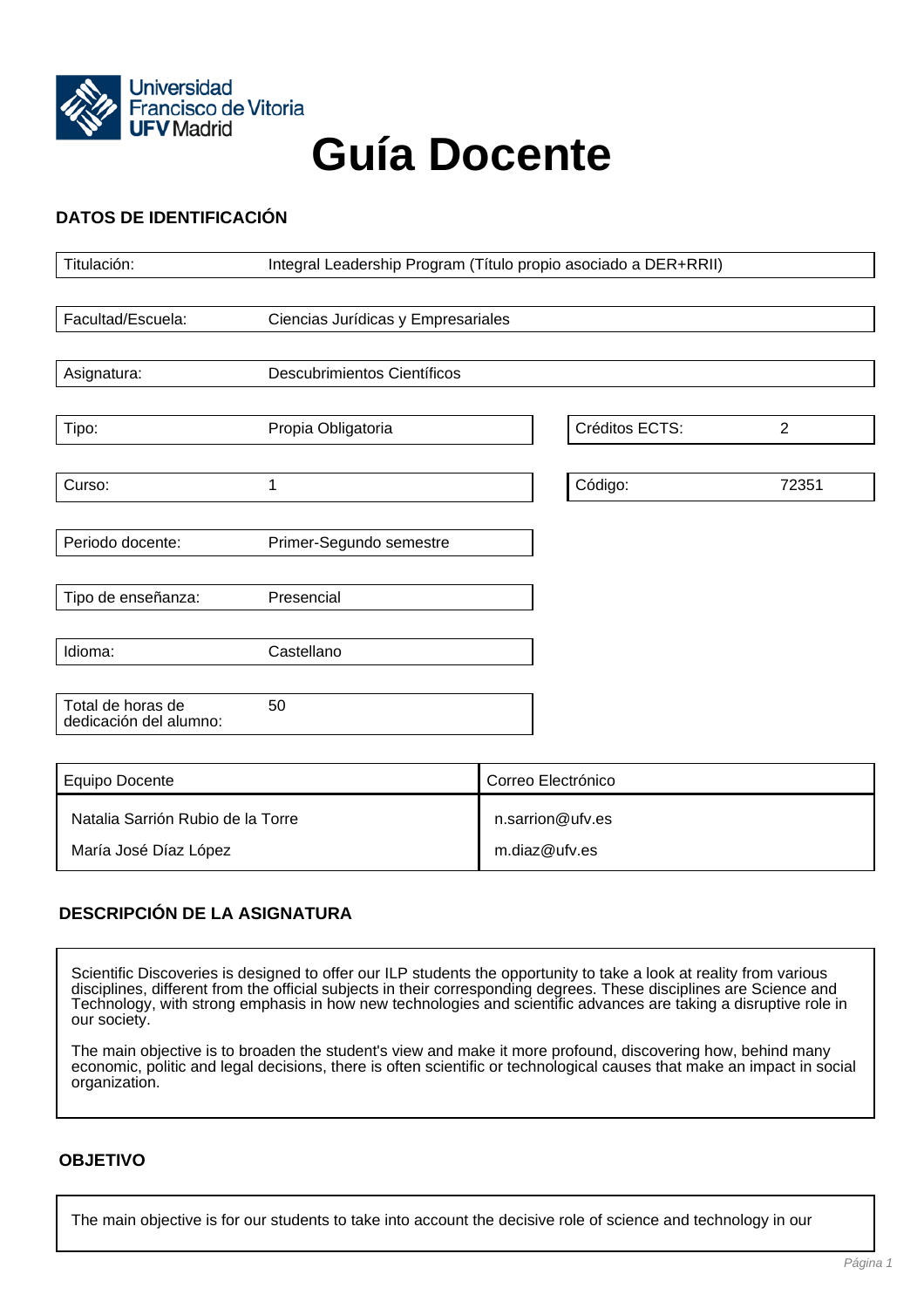# Guía Docente

## DATOS DE IDENTIFICACIÓN

| | |
|---|---|
| Titulación: | Integral Leadership Program (Título propio asociado a DER+RRII) |
| Facultad/Escuela: | Ciencias Jurídicas y Empresariales |
| Asignatura: | Descubrimientos Científicos |
| Tipo: | Propia Obligatoria |
| Créditos ECTS: | 2 |
| Curso: | 1 |
| Código: | 72351 |
| Periodo docente: | Primer-Segundo semestre |
| Tipo de enseñanza: | Presencial |
| Idioma: | Castellano |
| Total de horas de dedicación del alumno: | 50 |

| Equipo Docente | Correo Electrónico |
|---|---|
| Natalia Sarrión Rubio de la Torre | n.sarrion@ufv.es |
| María José Díaz López | m.diaz@ufv.es |

## DESCRIPCIÓN DE LA ASIGNATURA

Scientific Discoveries is designed to offer our ILP students the opportunity to take a look at reality from various disciplines, different from the official subjects in their corresponding degrees. These disciplines are Science and Technology, with strong emphasis in how new technologies and scientific advances are taking a disruptive role in our society.

The main objective is to broaden the student's view and make it more profound, discovering how, behind many economic, politic and legal decisions, there is often scientific or technological causes that make an impact in social organization.

## OBJETIVO

The main objective is for our students to take into account the decisive role of science and technology in our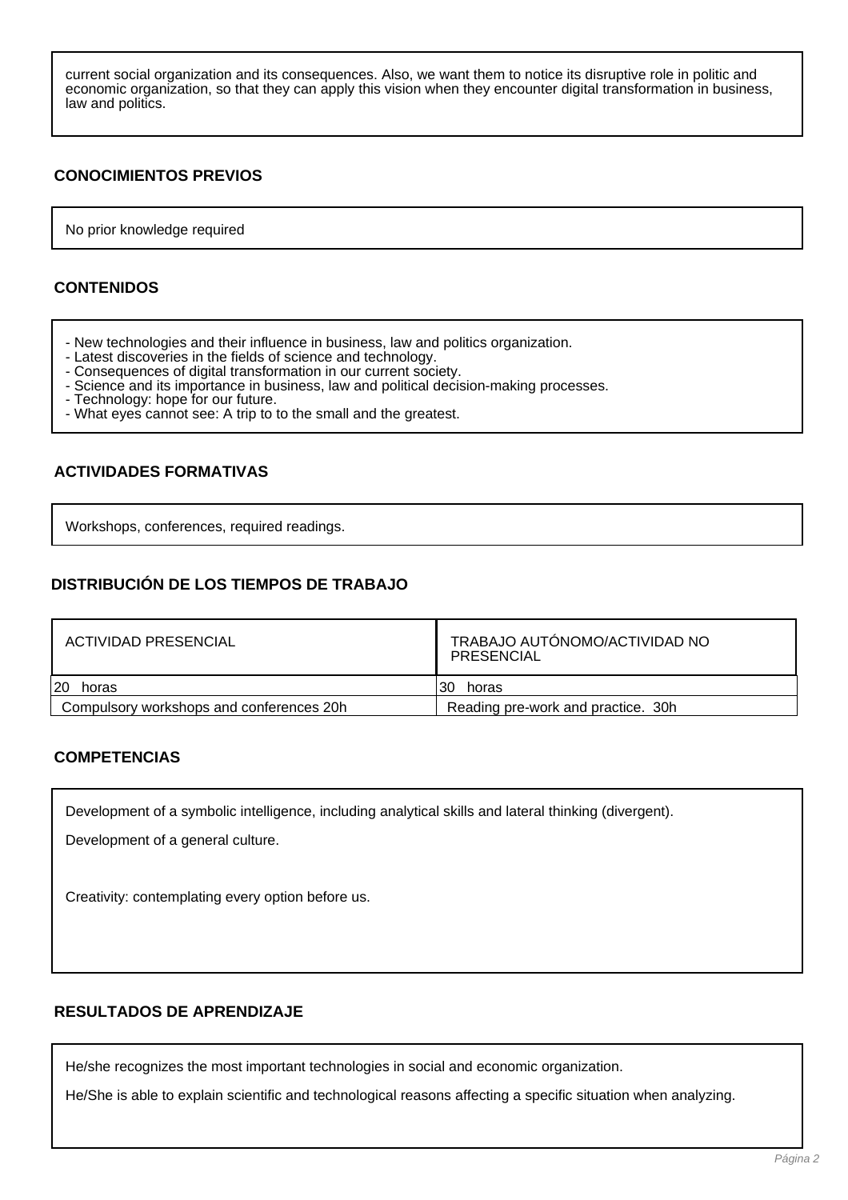current social organization and its consequences. Also, we want them to notice its disruptive role in politic and economic organization, so that they can apply this vision when they encounter digital transformation in business, law and politics.

## CONOCIMIENTOS PREVIOS

No prior knowledge required

## CONTENIDOS

- New technologies and their influence in business, law and politics organization.
- Latest discoveries in the fields of science and technology.
- Consequences of digital transformation in our current society.
- Science and its importance in business, law and political decision-making processes.
- Technology: hope for our future.
- What eyes cannot see: A trip to to the small and the greatest.

## ACTIVIDADES FORMATIVAS

Workshops, conferences, required readings.

## DISTRIBUCIÓN DE LOS TIEMPOS DE TRABAJO

| ACTIVIDAD PRESENCIAL | TRABAJO AUTÓNOMO/ACTIVIDAD NO PRESENCIAL |
|---|---|
| 20 horas | 30 horas |
| Compulsory workshops and conferences 20h | Reading pre-work and practice. 30h |

## COMPETENCIAS

Development of a symbolic intelligence, including analytical skills and lateral thinking (divergent).

Development of a general culture.

Creativity: contemplating every option before us.

## RESULTADOS DE APRENDIZAJE

He/she recognizes the most important technologies in social and economic organization.

He/She is able to explain scientific and technological reasons affecting a specific situation when analyzing.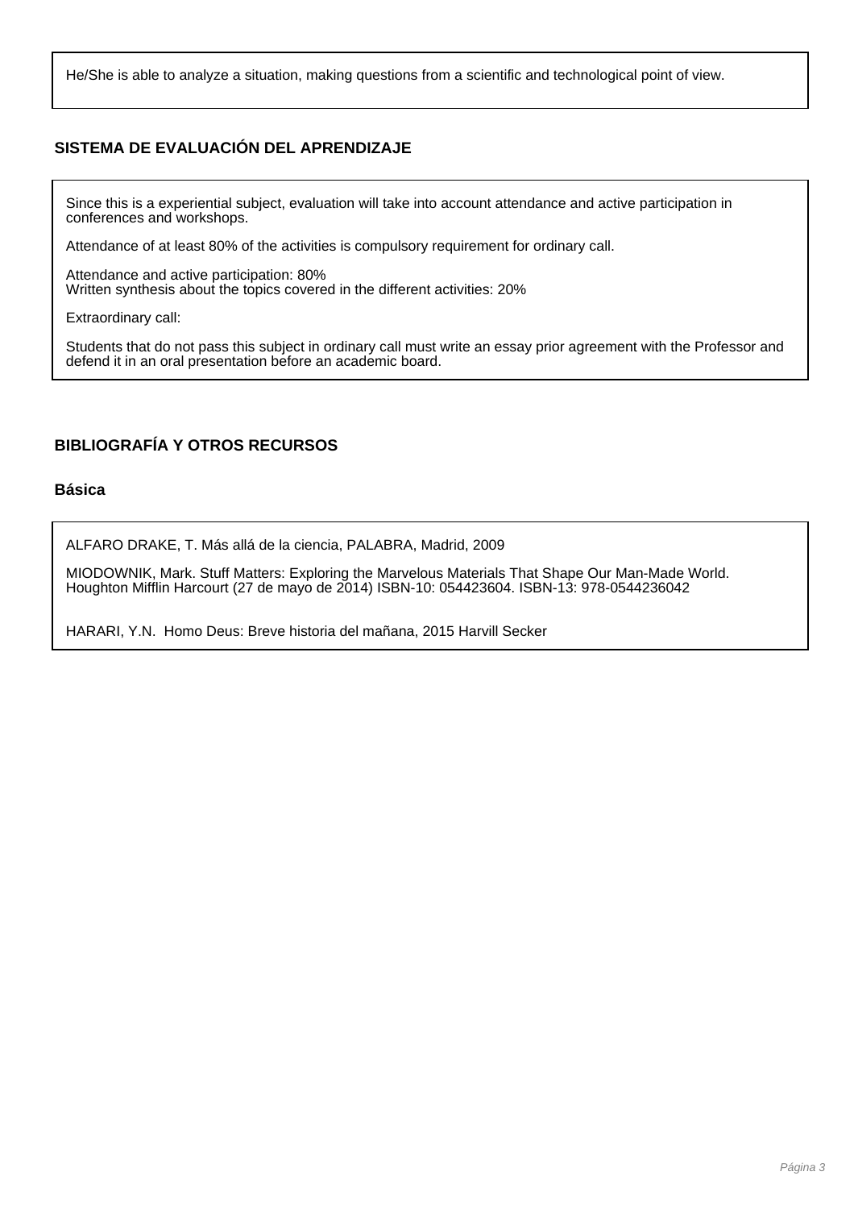He/She is able to analyze a situation, making questions from a scientific and technological point of view.

## SISTEMA DE EVALUACIÓN DEL APRENDIZAJE

Since this is a experiential subject, evaluation will take into account attendance and active participation in conferences and workshops.

Attendance of at least 80% of the activities is compulsory requirement for ordinary call.

Attendance and active participation: 80%
Written synthesis about the topics covered in the different activities: 20%

Extraordinary call:

Students that do not pass this subject in ordinary call must write an essay prior agreement with the Professor and defend it in an oral presentation before an academic board.

## BIBLIOGRAFÍA Y OTROS RECURSOS

### Básica

ALFARO DRAKE, T. Más allá de la ciencia, PALABRA, Madrid, 2009

MIODOWNIK, Mark. Stuff Matters: Exploring the Marvelous Materials That Shape Our Man-Made World. Houghton Mifflin Harcourt (27 de mayo de 2014) ISBN-10: 054423604. ISBN-13: 978-0544236042

HARARI, Y.N. Homo Deus: Breve historia del mañana, 2015 Harvill Secker